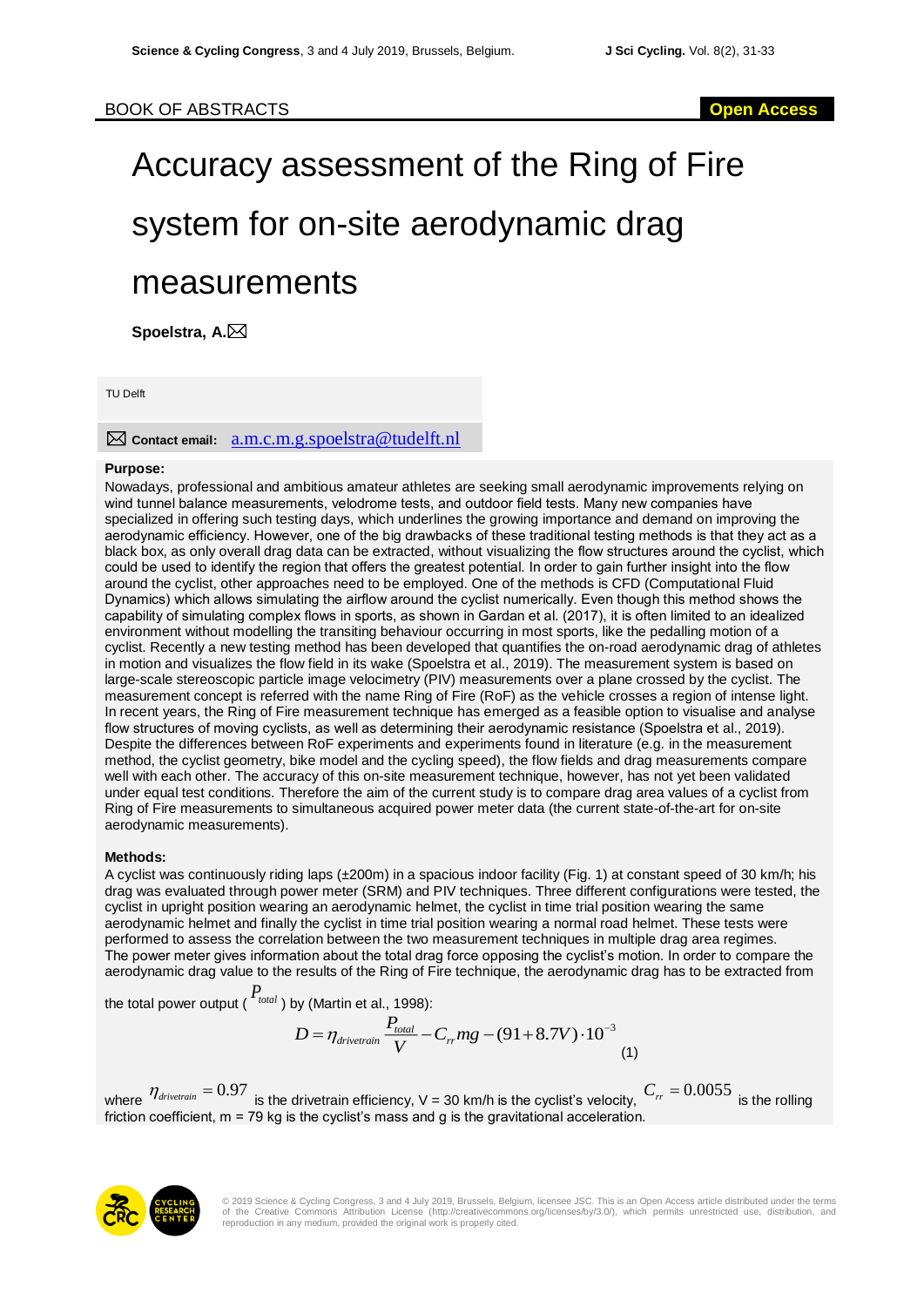BOOK OF ABSTRACTS

**Open Access**

# Accuracy assessment of the Ring of Fire system for on-site aerodynamic drag measurements

**Spoelstra, A.** ✉

TU Delft

✉ **Contact email:** a.m.c.m.g.spoelstra@tudelft.nl

**Purpose:**

Nowadays, professional and ambitious amateur athletes are seeking small aerodynamic improvements relying on wind tunnel balance measurements, velodrome tests, and outdoor field tests. Many new companies have specialized in offering such testing days, which underlines the growing importance and demand on improving the aerodynamic efficiency. However, one of the big drawbacks of these traditional testing methods is that they act as a black box, as only overall drag data can be extracted, without visualizing the flow structures around the cyclist, which could be used to identify the region that offers the greatest potential. In order to gain further insight into the flow around the cyclist, other approaches need to be employed. One of the methods is CFD (Computational Fluid Dynamics) which allows simulating the airflow around the cyclist numerically. Even though this method shows the capability of simulating complex flows in sports, as shown in Gardan et al. (2017), it is often limited to an idealized environment without modelling the transiting behaviour occurring in most sports, like the pedalling motion of a cyclist. Recently a new testing method has been developed that quantifies the on-road aerodynamic drag of athletes in motion and visualizes the flow field in its wake (Spoelstra et al., 2019). The measurement system is based on large-scale stereoscopic particle image velocimetry (PIV) measurements over a plane crossed by the cyclist. The measurement concept is referred with the name Ring of Fire (RoF) as the vehicle crosses a region of intense light. In recent years, the Ring of Fire measurement technique has emerged as a feasible option to visualise and analyse flow structures of moving cyclists, as well as determining their aerodynamic resistance (Spoelstra et al., 2019). Despite the differences between RoF experiments and experiments found in literature (e.g. in the measurement method, the cyclist geometry, bike model and the cycling speed), the flow fields and drag measurements compare well with each other. The accuracy of this on-site measurement technique, however, has not yet been validated under equal test conditions. Therefore the aim of the current study is to compare drag area values of a cyclist from Ring of Fire measurements to simultaneous acquired power meter data (the current state-of-the-art for on-site aerodynamic measurements).

**Methods:**

A cyclist was continuously riding laps (±200m) in a spacious indoor facility (Fig. 1) at constant speed of 30 km/h; his drag was evaluated through power meter (SRM) and PIV techniques. Three different configurations were tested, the cyclist in upright position wearing an aerodynamic helmet, the cyclist in time trial position wearing the same aerodynamic helmet and finally the cyclist in time trial position wearing a normal road helmet. These tests were performed to assess the correlation between the two measurement techniques in multiple drag area regimes. The power meter gives information about the total drag force opposing the cyclist's motion. In order to compare the aerodynamic drag value to the results of the Ring of Fire technique, the aerodynamic drag has to be extracted from the total power output ($P_{total}$) by (Martin et al., 1998):

$$D = \eta_{drivetrain} \frac{P_{total}}{V} - C_{rr} mg - (91 + 8.7V) \cdot 10^{-3} \quad (1)$$

where $\eta_{drivetrain} = 0.97$ is the drivetrain efficiency, V = 30 km/h is the cyclist's velocity, $C_{rr} = 0.0055$ is the rolling friction coefficient, m = 79 kg is the cyclist's mass and g is the gravitational acceleration.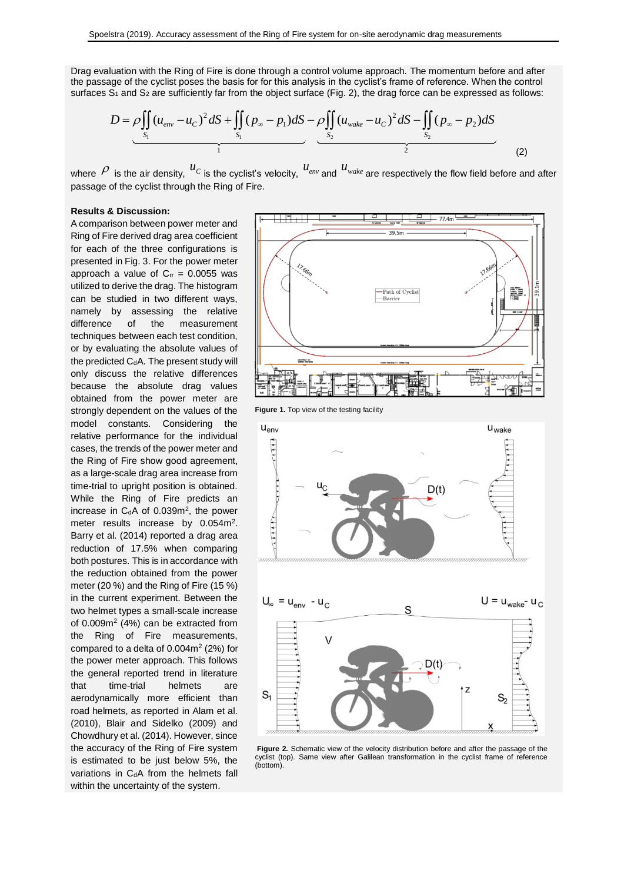Drag evaluation with the Ring of Fire is done through a control volume approach. The momentum before and after the passage of the cyclist poses the basis for for this analysis in the cyclist's frame of reference. When the control surfaces $S_1$ and $S_2$ are sufficiently far from the object surface (Fig. 2), the drag force can be expressed as follows:

$$D = \underbrace{\rho \iint_{S_1} (u_{env} - u_C)^2 \, dS + \iint_{S_1} (p_\infty - p_1) dS}_{1} - \underbrace{\rho \iint_{S_2} (u_{wake} - u_C)^2 \, dS - \iint_{S_2} (p_\infty - p_2) dS}_{2} \quad (2)$$

where $\rho$ is the air density, $u_C$ is the cyclist's velocity, $u_{env}$ and $u_{wake}$ are respectively the flow field before and after passage of the cyclist through the Ring of Fire.

**Results & Discussion:**

A comparison between power meter and Ring of Fire derived drag area coefficient for each of the three configurations is presented in Fig. 3. For the power meter approach a value of $C_{rr}$ = 0.0055 was utilized to derive the drag. The histogram can be studied in two different ways, namely by assessing the relative difference of the measurement techniques between each test condition, or by evaluating the absolute values of the predicted $C_dA$. The present study will only discuss the relative differences because the absolute drag values obtained from the power meter are strongly dependent on the values of the model constants. Considering the relative performance for the individual cases, the trends of the power meter and the Ring of Fire show good agreement, as a large-scale drag area increase from time-trial to upright position is obtained. While the Ring of Fire predicts an increase in $C_dA$ of 0.039m$^2$, the power meter results increase by 0.054m$^2$. Barry et al. (2014) reported a drag area reduction of 17.5% when comparing both postures. This is in accordance with the reduction obtained from the power meter (20 %) and the Ring of Fire (15 %) in the current experiment. Between the two helmet types a small-scale increase of 0.009m$^2$ (4%) can be extracted from the Ring of Fire measurements, compared to a delta of 0.004m$^2$ (2%) for the power meter approach. This follows the general reported trend in literature that time-trial helmets are aerodynamically more efficient than road helmets, as reported in Alam et al. (2010), Blair and Sidelko (2009) and Chowdhury et al. (2014). However, since the accuracy of the Ring of Fire system is estimated to be just below 5%, the variations in $C_dA$ from the helmets fall within the uncertainty of the system.

**Figure 1.** Top view of the testing facility

**Figure 2.** Schematic view of the velocity distribution before and after the passage of the cyclist (top). Same view after Galilean transformation in the cyclist frame of reference (bottom).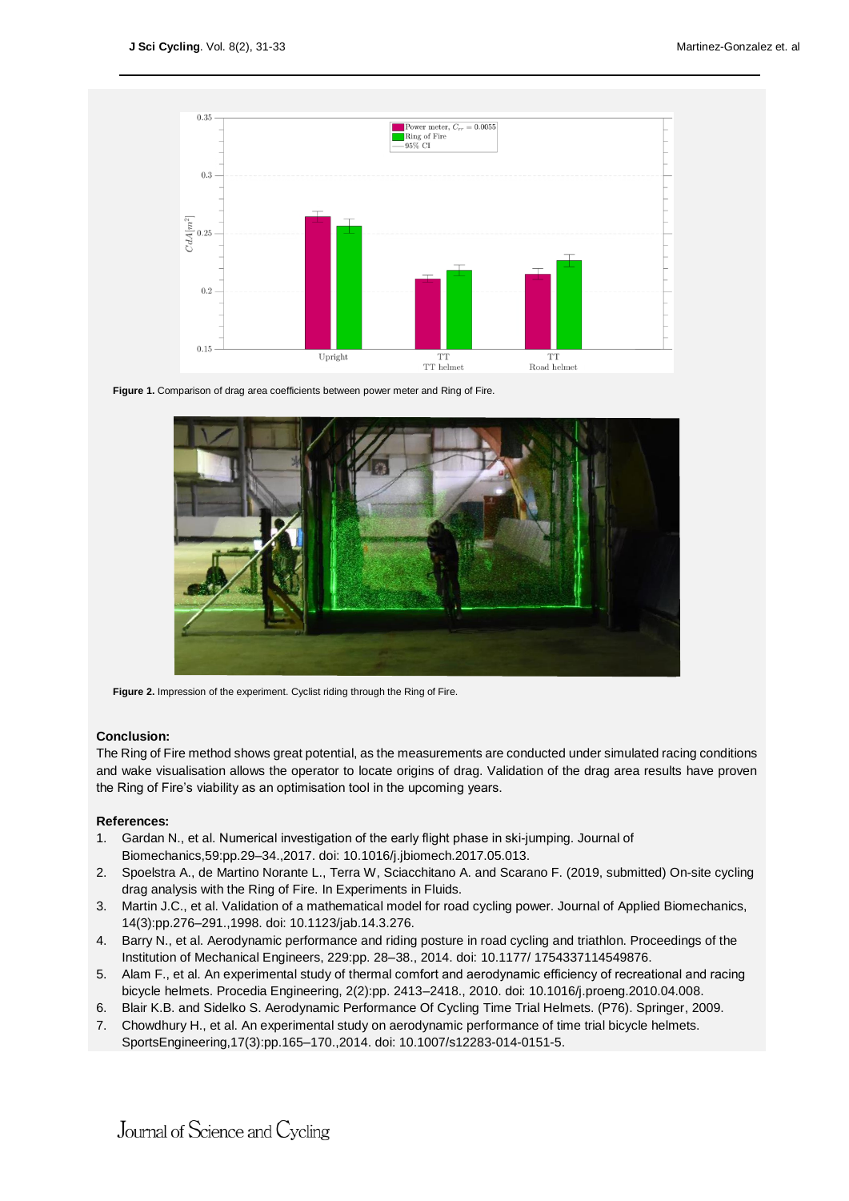0.35
0.3
0.25
0.2
0.15

$CdA[m^2]$

Power meter, $C_{rr} = 0.0055$
Ring of Fire
95% CI

Upright
TT
TT helmet
TT
Road helmet

**Figure 1.** Comparison of drag area coefficients between power meter and Ring of Fire.

**Figure 2.** Impression of the experiment. Cyclist riding through the Ring of Fire.

## Conclusion:

The Ring of Fire method shows great potential, as the measurements are conducted under simulated racing conditions and wake visualisation allows the operator to locate origins of drag. Validation of the drag area results have proven the Ring of Fire's viability as an optimisation tool in the upcoming years.

## References:

1. Gardan N., et al. Numerical investigation of the early flight phase in ski-jumping. Journal of Biomechanics,59:pp.29–34.,2017. doi: 10.1016/j.jbiomech.2017.05.013.
2. Spoelstra A., de Martino Norante L., Terra W, Sciacchitano A. and Scarano F. (2019, submitted) On-site cycling drag analysis with the Ring of Fire. In Experiments in Fluids.
3. Martin J.C., et al. Validation of a mathematical model for road cycling power. Journal of Applied Biomechanics, 14(3):pp.276–291.,1998. doi: 10.1123/jab.14.3.276.
4. Barry N., et al. Aerodynamic performance and riding posture in road cycling and triathlon. Proceedings of the Institution of Mechanical Engineers, 229:pp. 28–38., 2014. doi: 10.1177/ 1754337114549876.
5. Alam F., et al. An experimental study of thermal comfort and aerodynamic efficiency of recreational and racing bicycle helmets. Procedia Engineering, 2(2):pp. 2413–2418., 2010. doi: 10.1016/j.proeng.2010.04.008.
6. Blair K.B. and Sidelko S. Aerodynamic Performance Of Cycling Time Trial Helmets. (P76). Springer, 2009.
7. Chowdhury H., et al. An experimental study on aerodynamic performance of time trial bicycle helmets. SportsEngineering,17(3):pp.165–170.,2014. doi: 10.1007/s12283-014-0151-5.